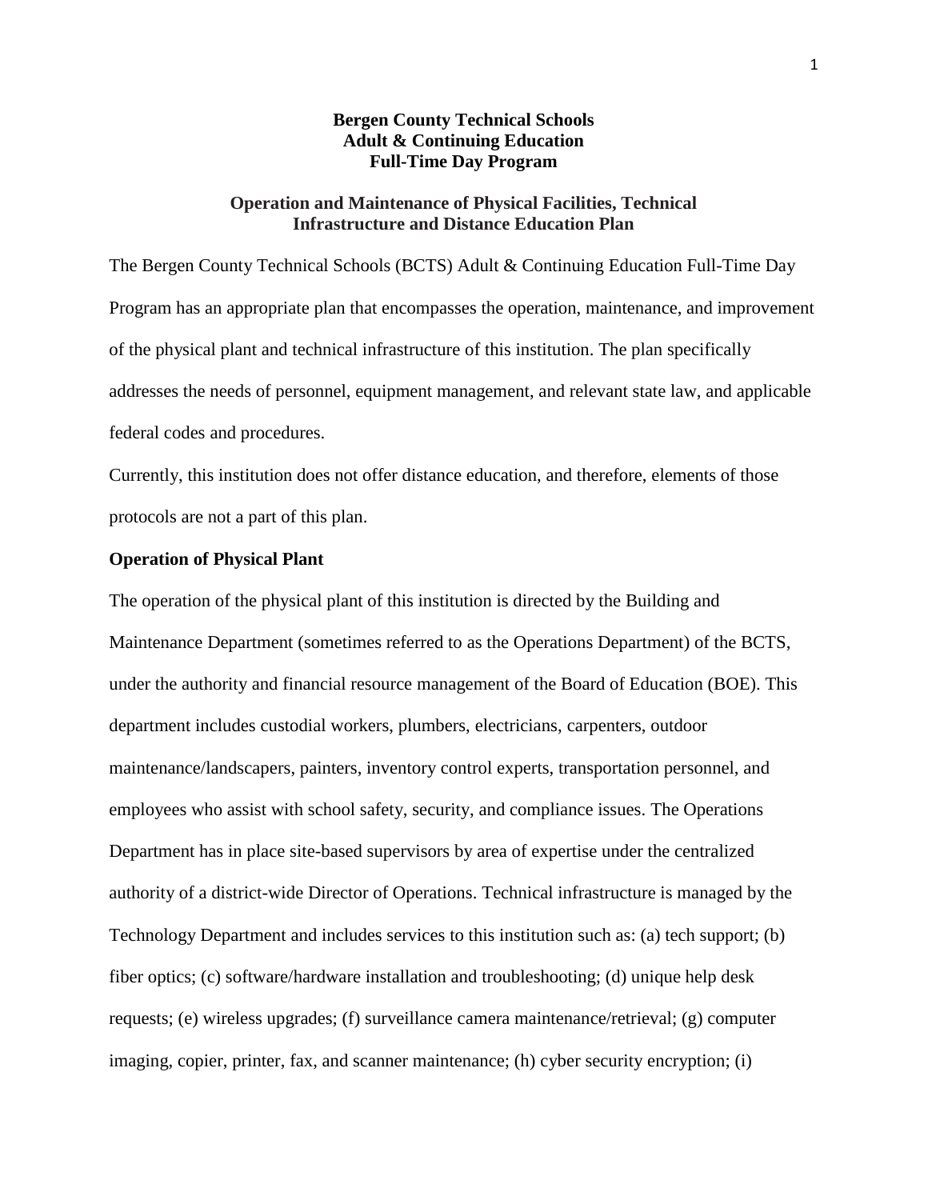**Bergen County Technical Schools**
**Adult & Continuing Education**
**Full-Time Day Program**

## Operation and Maintenance of Physical Facilities, Technical Infrastructure and Distance Education Plan

The Bergen County Technical Schools (BCTS) Adult & Continuing Education Full-Time Day Program has an appropriate plan that encompasses the operation, maintenance, and improvement of the physical plant and technical infrastructure of this institution. The plan specifically addresses the needs of personnel, equipment management, and relevant state law, and applicable federal codes and procedures.

Currently, this institution does not offer distance education, and therefore, elements of those protocols are not a part of this plan.

### Operation of Physical Plant

The operation of the physical plant of this institution is directed by the Building and Maintenance Department (sometimes referred to as the Operations Department) of the BCTS, under the authority and financial resource management of the Board of Education (BOE). This department includes custodial workers, plumbers, electricians, carpenters, outdoor maintenance/landscapers, painters, inventory control experts, transportation personnel, and employees who assist with school safety, security, and compliance issues. The Operations Department has in place site-based supervisors by area of expertise under the centralized authority of a district-wide Director of Operations. Technical infrastructure is managed by the Technology Department and includes services to this institution such as: (a) tech support; (b) fiber optics; (c) software/hardware installation and troubleshooting; (d) unique help desk requests; (e) wireless upgrades; (f) surveillance camera maintenance/retrieval; (g) computer imaging, copier, printer, fax, and scanner maintenance; (h) cyber security encryption; (i)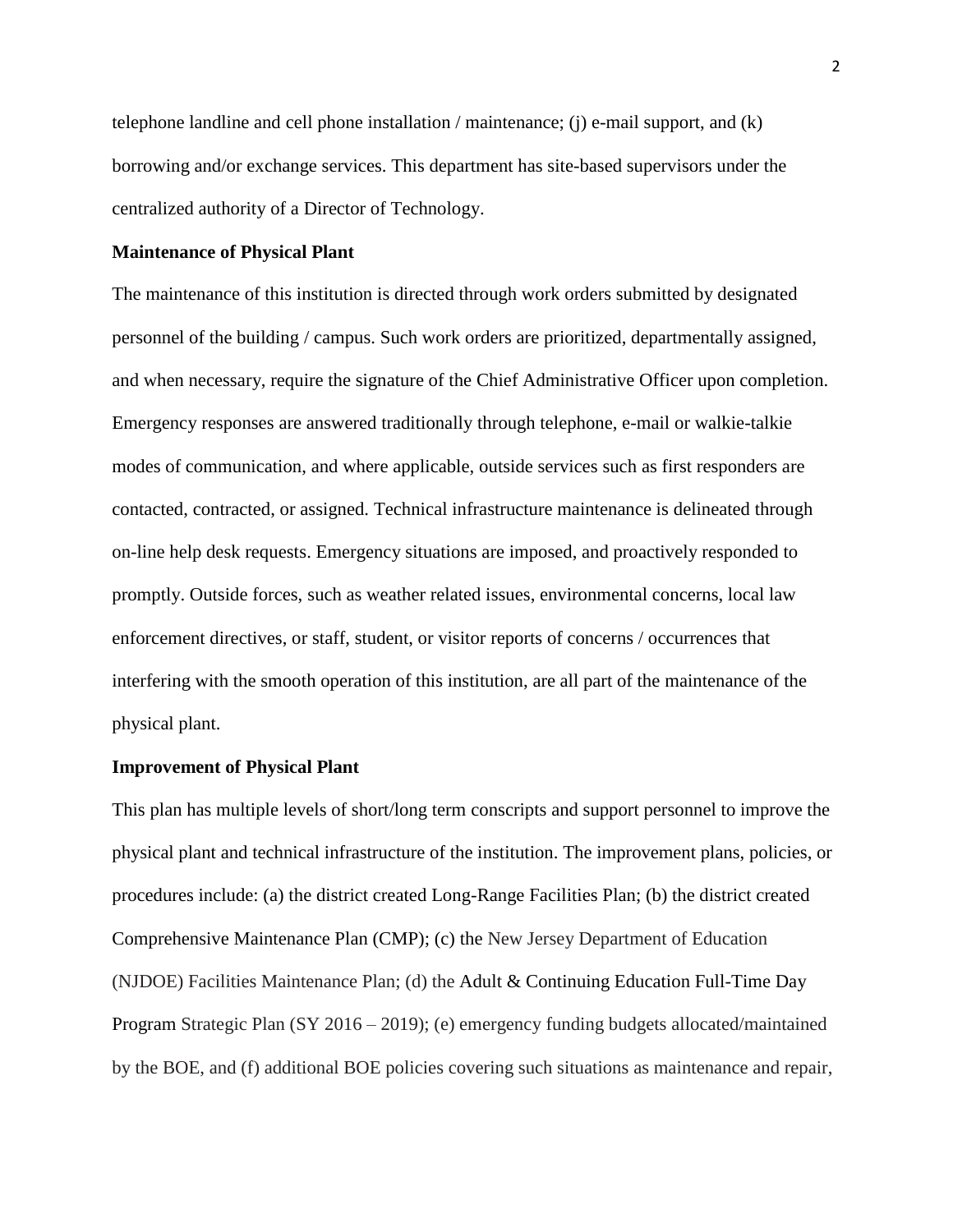telephone landline and cell phone installation / maintenance; (j) e-mail support, and (k) borrowing and/or exchange services. This department has site-based supervisors under the centralized authority of a Director of Technology.

**Maintenance of Physical Plant**

The maintenance of this institution is directed through work orders submitted by designated personnel of the building / campus. Such work orders are prioritized, departmentally assigned, and when necessary, require the signature of the Chief Administrative Officer upon completion. Emergency responses are answered traditionally through telephone, e-mail or walkie-talkie modes of communication, and where applicable, outside services such as first responders are contacted, contracted, or assigned. Technical infrastructure maintenance is delineated through on-line help desk requests. Emergency situations are imposed, and proactively responded to promptly. Outside forces, such as weather related issues, environmental concerns, local law enforcement directives, or staff, student, or visitor reports of concerns / occurrences that interfering with the smooth operation of this institution, are all part of the maintenance of the physical plant.

**Improvement of Physical Plant**

This plan has multiple levels of short/long term conscripts and support personnel to improve the physical plant and technical infrastructure of the institution. The improvement plans, policies, or procedures include: (a) the district created Long-Range Facilities Plan; (b) the district created Comprehensive Maintenance Plan (CMP); (c) the New Jersey Department of Education (NJDOE) Facilities Maintenance Plan; (d) the Adult & Continuing Education Full-Time Day Program Strategic Plan (SY 2016 – 2019); (e) emergency funding budgets allocated/maintained by the BOE, and (f) additional BOE policies covering such situations as maintenance and repair,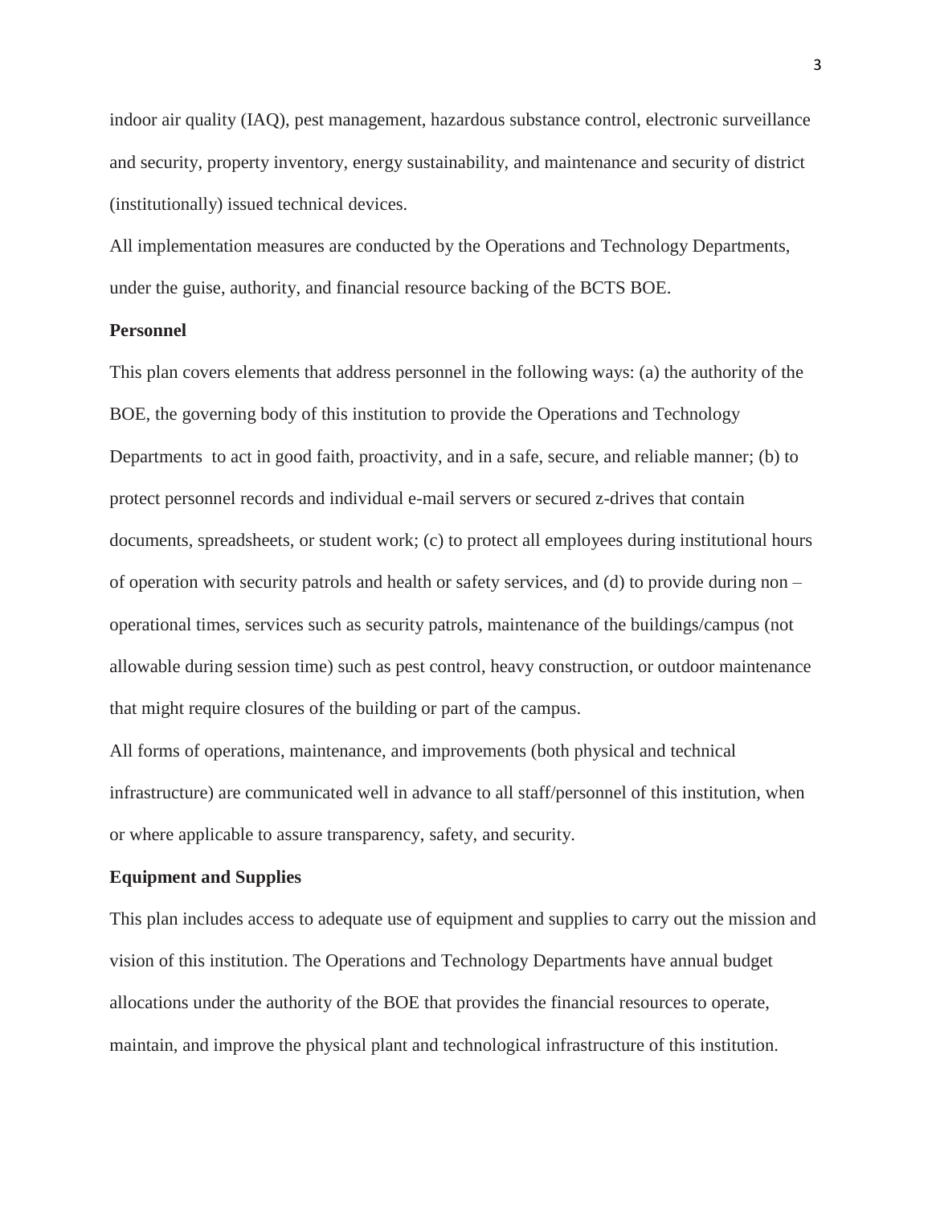indoor air quality (IAQ), pest management, hazardous substance control, electronic surveillance and security, property inventory, energy sustainability, and maintenance and security of district (institutionally) issued technical devices.

All implementation measures are conducted by the Operations and Technology Departments, under the guise, authority, and financial resource backing of the BCTS BOE.

**Personnel**

This plan covers elements that address personnel in the following ways: (a) the authority of the BOE, the governing body of this institution to provide the Operations and Technology Departments  to act in good faith, proactivity, and in a safe, secure, and reliable manner; (b) to protect personnel records and individual e-mail servers or secured z-drives that contain documents, spreadsheets, or student work; (c) to protect all employees during institutional hours of operation with security patrols and health or safety services, and (d) to provide during non – operational times, services such as security patrols, maintenance of the buildings/campus (not allowable during session time) such as pest control, heavy construction, or outdoor maintenance that might require closures of the building or part of the campus.

All forms of operations, maintenance, and improvements (both physical and technical infrastructure) are communicated well in advance to all staff/personnel of this institution, when or where applicable to assure transparency, safety, and security.

**Equipment and Supplies**

This plan includes access to adequate use of equipment and supplies to carry out the mission and vision of this institution. The Operations and Technology Departments have annual budget allocations under the authority of the BOE that provides the financial resources to operate, maintain, and improve the physical plant and technological infrastructure of this institution.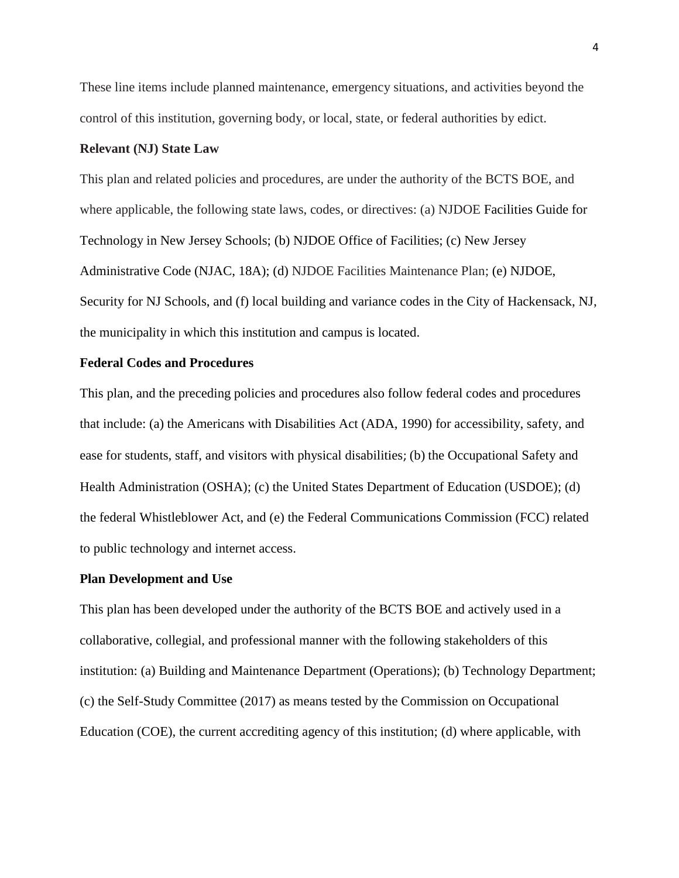These line items include planned maintenance, emergency situations, and activities beyond the control of this institution, governing body, or local, state, or federal authorities by edict.

**Relevant (NJ) State Law**

This plan and related policies and procedures, are under the authority of the BCTS BOE, and where applicable, the following state laws, codes, or directives: (a) NJDOE Facilities Guide for Technology in New Jersey Schools; (b) NJDOE Office of Facilities; (c) New Jersey Administrative Code (NJAC, 18A); (d) NJDOE Facilities Maintenance Plan; (e) NJDOE, Security for NJ Schools, and (f) local building and variance codes in the City of Hackensack, NJ, the municipality in which this institution and campus is located.

**Federal Codes and Procedures**

This plan, and the preceding policies and procedures also follow federal codes and procedures that include: (a) the Americans with Disabilities Act (ADA, 1990) for accessibility, safety, and ease for students, staff, and visitors with physical disabilities; (b) the Occupational Safety and Health Administration (OSHA); (c) the United States Department of Education (USDOE); (d) the federal Whistleblower Act, and (e) the Federal Communications Commission (FCC) related to public technology and internet access.

**Plan Development and Use**

This plan has been developed under the authority of the BCTS BOE and actively used in a collaborative, collegial, and professional manner with the following stakeholders of this institution: (a) Building and Maintenance Department (Operations); (b) Technology Department; (c) the Self-Study Committee (2017) as means tested by the Commission on Occupational Education (COE), the current accrediting agency of this institution; (d) where applicable, with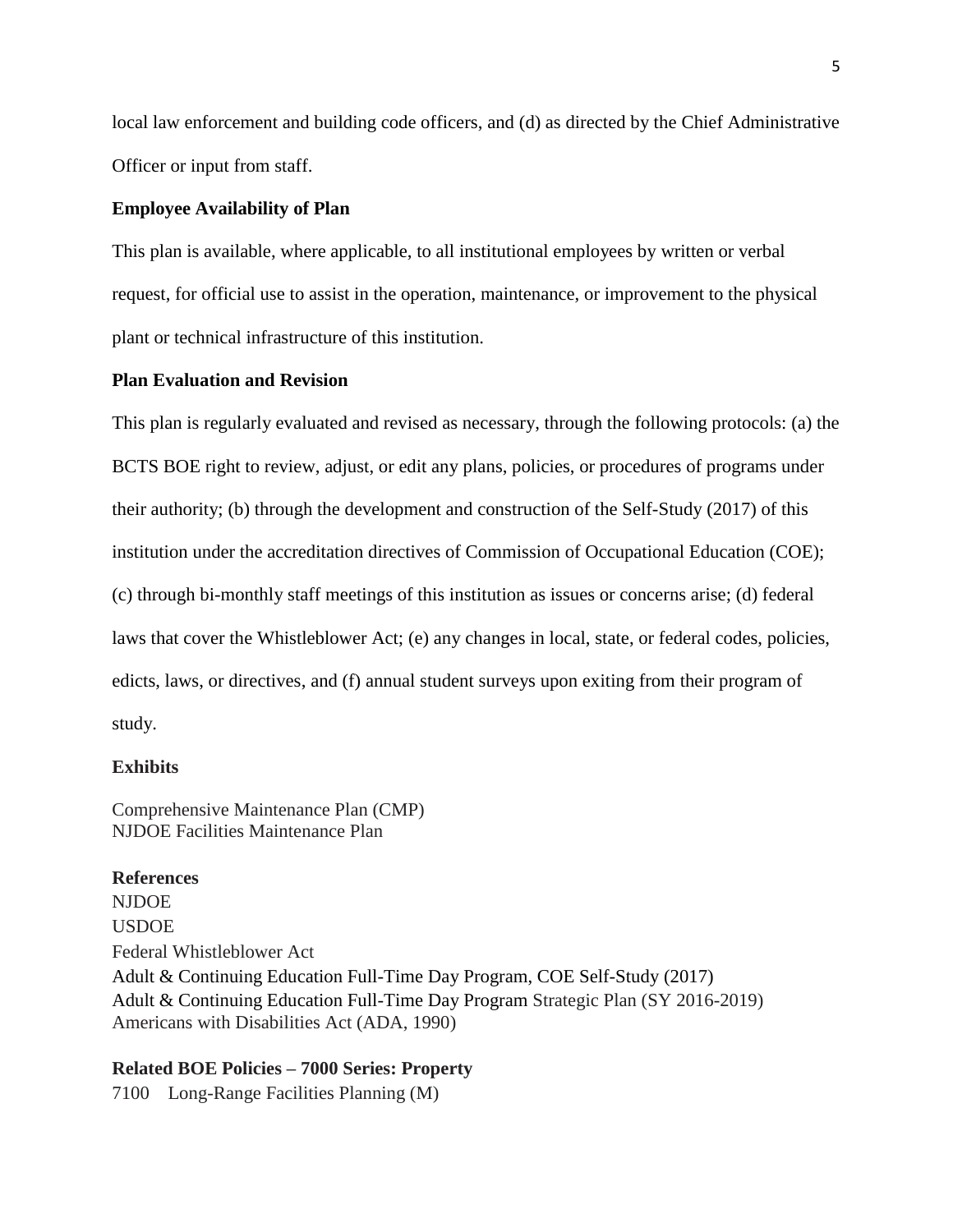local law enforcement and building code officers, and (d) as directed by the Chief Administrative Officer or input from staff.

**Employee Availability of Plan**

This plan is available, where applicable, to all institutional employees by written or verbal request, for official use to assist in the operation, maintenance, or improvement to the physical plant or technical infrastructure of this institution.

**Plan Evaluation and Revision**

This plan is regularly evaluated and revised as necessary, through the following protocols: (a) the BCTS BOE right to review, adjust, or edit any plans, policies, or procedures of programs under their authority; (b) through the development and construction of the Self-Study (2017) of this institution under the accreditation directives of Commission of Occupational Education (COE); (c) through bi-monthly staff meetings of this institution as issues or concerns arise; (d) federal laws that cover the Whistleblower Act; (e) any changes in local, state, or federal codes, policies, edicts, laws, or directives, and (f) annual student surveys upon exiting from their program of study.

**Exhibits**

Comprehensive Maintenance Plan (CMP)
NJDOE Facilities Maintenance Plan

**References**

NJDOE
USDOE
Federal Whistleblower Act
Adult & Continuing Education Full-Time Day Program, COE Self-Study (2017)
Adult & Continuing Education Full-Time Day Program Strategic Plan (SY 2016-2019)
Americans with Disabilities Act (ADA, 1990)

**Related BOE Policies – 7000 Series: Property**

7100 Long-Range Facilities Planning (M)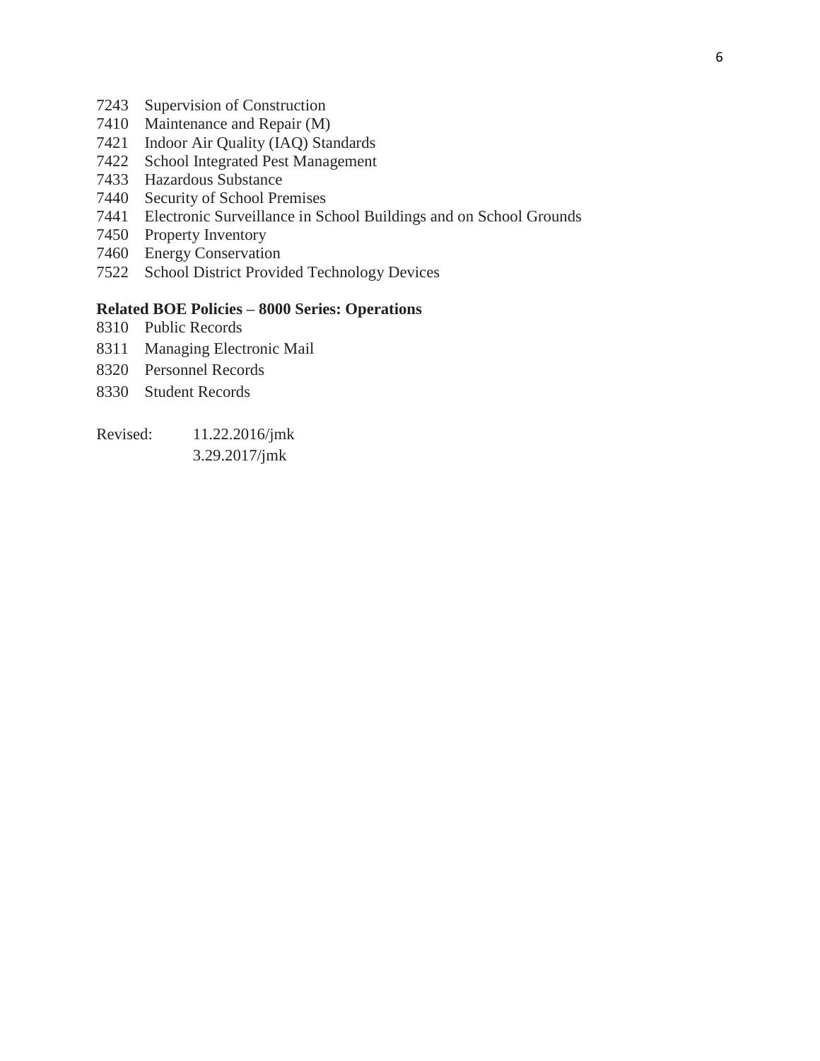7243 Supervision of Construction
7410 Maintenance and Repair (M)
7421 Indoor Air Quality (IAQ) Standards
7422 School Integrated Pest Management
7433 Hazardous Substance
7440 Security of School Premises
7441 Electronic Surveillance in School Buildings and on School Grounds
7450 Property Inventory
7460 Energy Conservation
7522 School District Provided Technology Devices

**Related BOE Policies – 8000 Series: Operations**

8310 Public Records
8311 Managing Electronic Mail
8320 Personnel Records
8330 Student Records

Revised: 11.22.2016/jmk
3.29.2017/jmk